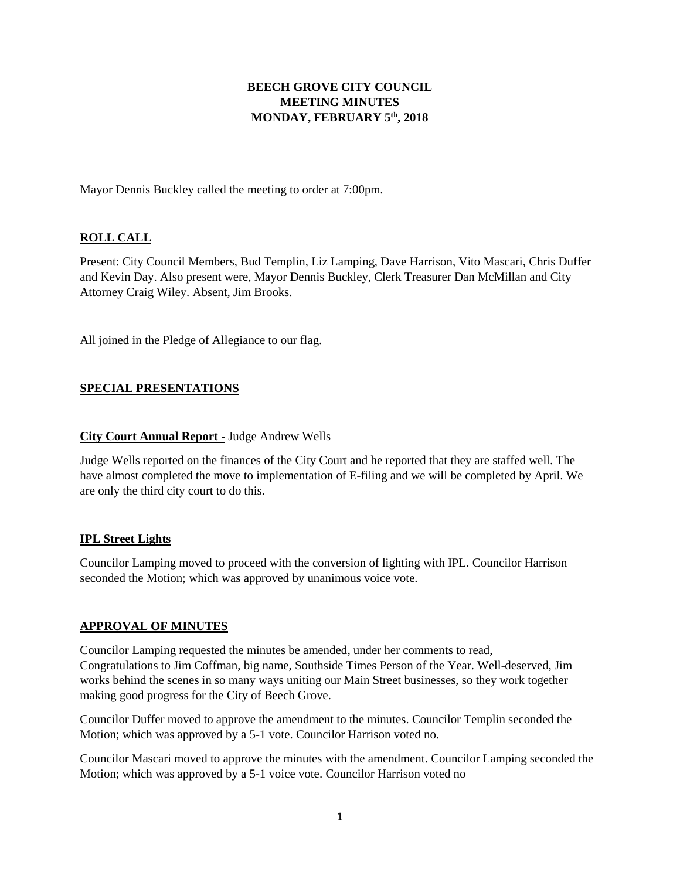# BEECH GROVE CITY COUNCIL
# MEETING MINUTES
# MONDAY, FEBRUARY 5th, 2018

Mayor Dennis Buckley called the meeting to order at 7:00pm.

## ROLL CALL

Present: City Council Members, Bud Templin, Liz Lamping, Dave Harrison, Vito Mascari, Chris Duffer and Kevin Day. Also present were, Mayor Dennis Buckley, Clerk Treasurer Dan McMillan and City Attorney Craig Wiley. Absent, Jim Brooks.

All joined in the Pledge of Allegiance to our flag.

## SPECIAL PRESENTATIONS

**City Court Annual Report -** Judge Andrew Wells

Judge Wells reported on the finances of the City Court and he reported that they are staffed well. The have almost completed the move to implementation of E-filing and we will be completed by April. We are only the third city court to do this.

**IPL Street Lights**

Councilor Lamping moved to proceed with the conversion of lighting with IPL. Councilor Harrison seconded the Motion; which was approved by unanimous voice vote.

## APPROVAL OF MINUTES

Councilor Lamping requested the minutes be amended, under her comments to read, Congratulations to Jim Coffman, big name, Southside Times Person of the Year. Well-deserved, Jim works behind the scenes in so many ways uniting our Main Street businesses, so they work together making good progress for the City of Beech Grove.

Councilor Duffer moved to approve the amendment to the minutes. Councilor Templin seconded the Motion; which was approved by a 5-1 vote. Councilor Harrison voted no.

Councilor Mascari moved to approve the minutes with the amendment. Councilor Lamping seconded the Motion; which was approved by a 5-1 voice vote. Councilor Harrison voted no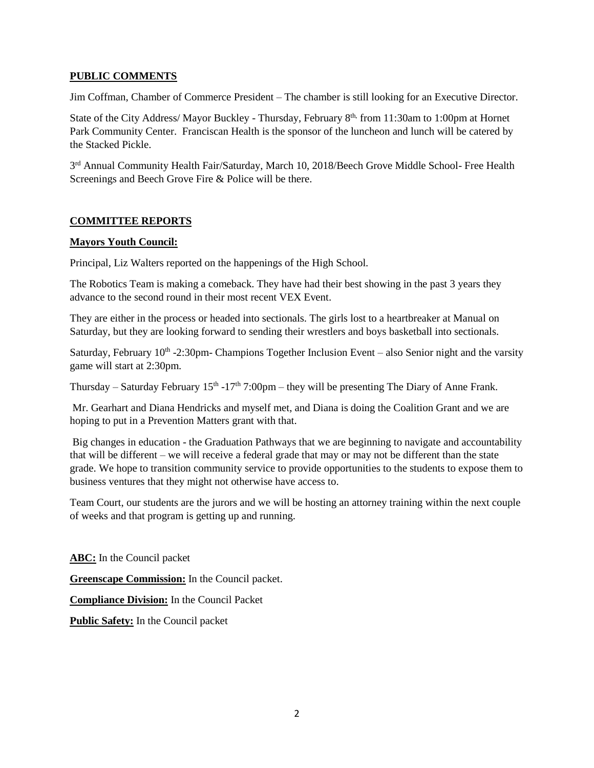**PUBLIC COMMENTS**

Jim Coffman, Chamber of Commerce President – The chamber is still looking for an Executive Director.

State of the City Address/ Mayor Buckley - Thursday, February 8th, from 11:30am to 1:00pm at Hornet Park Community Center. Franciscan Health is the sponsor of the luncheon and lunch will be catered by the Stacked Pickle.

3rd Annual Community Health Fair/Saturday, March 10, 2018/Beech Grove Middle School- Free Health Screenings and Beech Grove Fire & Police will be there.

**COMMITTEE REPORTS**

**Mayors Youth Council:**

Principal, Liz Walters reported on the happenings of the High School.

The Robotics Team is making a comeback. They have had their best showing in the past 3 years they advance to the second round in their most recent VEX Event.

They are either in the process or headed into sectionals. The girls lost to a heartbreaker at Manual on Saturday, but they are looking forward to sending their wrestlers and boys basketball into sectionals.

Saturday, February 10th -2:30pm- Champions Together Inclusion Event – also Senior night and the varsity game will start at 2:30pm.

Thursday – Saturday February 15th -17th 7:00pm – they will be presenting The Diary of Anne Frank.

Mr. Gearhart and Diana Hendricks and myself met, and Diana is doing the Coalition Grant and we are hoping to put in a Prevention Matters grant with that.

Big changes in education - the Graduation Pathways that we are beginning to navigate and accountability that will be different – we will receive a federal grade that may or may not be different than the state grade. We hope to transition community service to provide opportunities to the students to expose them to business ventures that they might not otherwise have access to.

Team Court, our students are the jurors and we will be hosting an attorney training within the next couple of weeks and that program is getting up and running.

**ABC:** In the Council packet

**Greenscape Commission:** In the Council packet.

**Compliance Division:** In the Council Packet

**Public Safety:** In the Council packet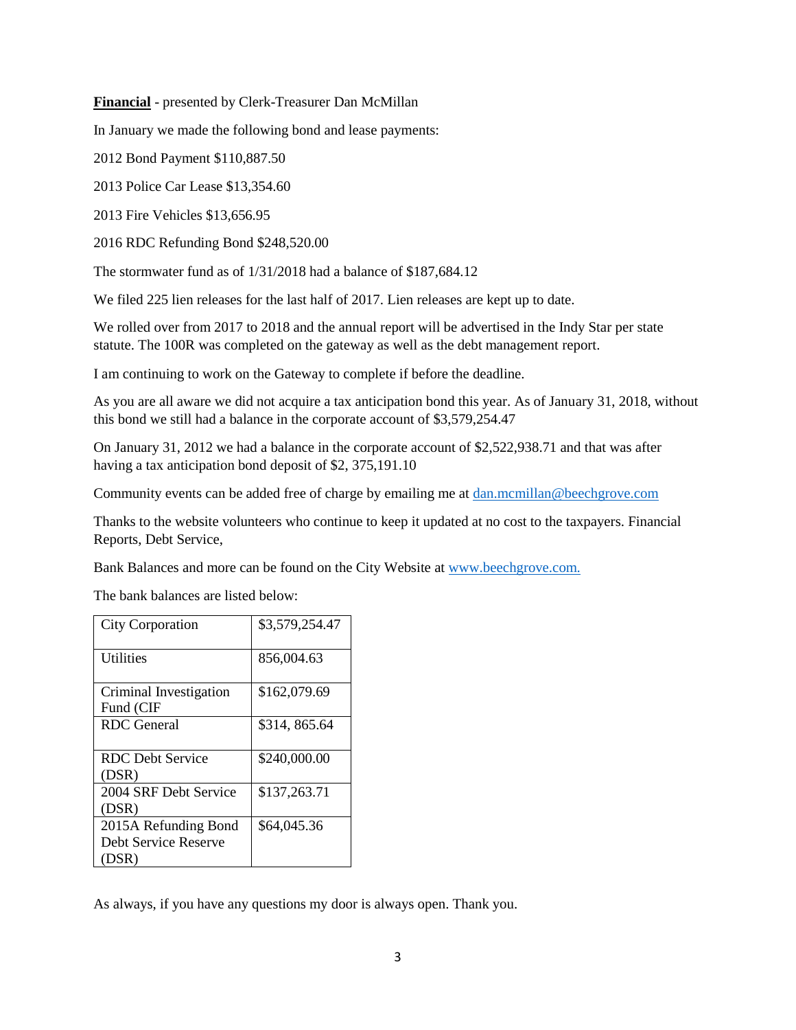**Financial** - presented by Clerk-Treasurer Dan McMillan

In January we made the following bond and lease payments:

2012 Bond Payment $110,887.50

2013 Police Car Lease $13,354.60

2013 Fire Vehicles $13,656.95

2016 RDC Refunding Bond $248,520.00

The stormwater fund as of 1/31/2018 had a balance of $187,684.12

We filed 225 lien releases for the last half of 2017. Lien releases are kept up to date.

We rolled over from 2017 to 2018 and the annual report will be advertised in the Indy Star per state statute. The 100R was completed on the gateway as well as the debt management report.

I am continuing to work on the Gateway to complete if before the deadline.

As you are all aware we did not acquire a tax anticipation bond this year. As of January 31, 2018, without this bond we still had a balance in the corporate account of $3,579,254.47

On January 31, 2012 we had a balance in the corporate account of $2,522,938.71 and that was after having a tax anticipation bond deposit of $2, 375,191.10

Community events can be added free of charge by emailing me at dan.mcmillan@beechgrove.com

Thanks to the website volunteers who continue to keep it updated at no cost to the taxpayers. Financial Reports, Debt Service,

Bank Balances and more can be found on the City Website at www.beechgrove.com.

The bank balances are listed below:

| City Corporation | $3,579,254.47 |
|---|---|
| Utilities | 856,004.63 |
| Criminal Investigation Fund (CIF | $162,079.69 |
| RDC General | $314, 865.64 |
| RDC Debt Service (DSR) | $240,000.00 |
| 2004 SRF Debt Service (DSR) | $137,263.71 |
| 2015A Refunding Bond Debt Service Reserve (DSR) | $64,045.36 |

As always, if you have any questions my door is always open. Thank you.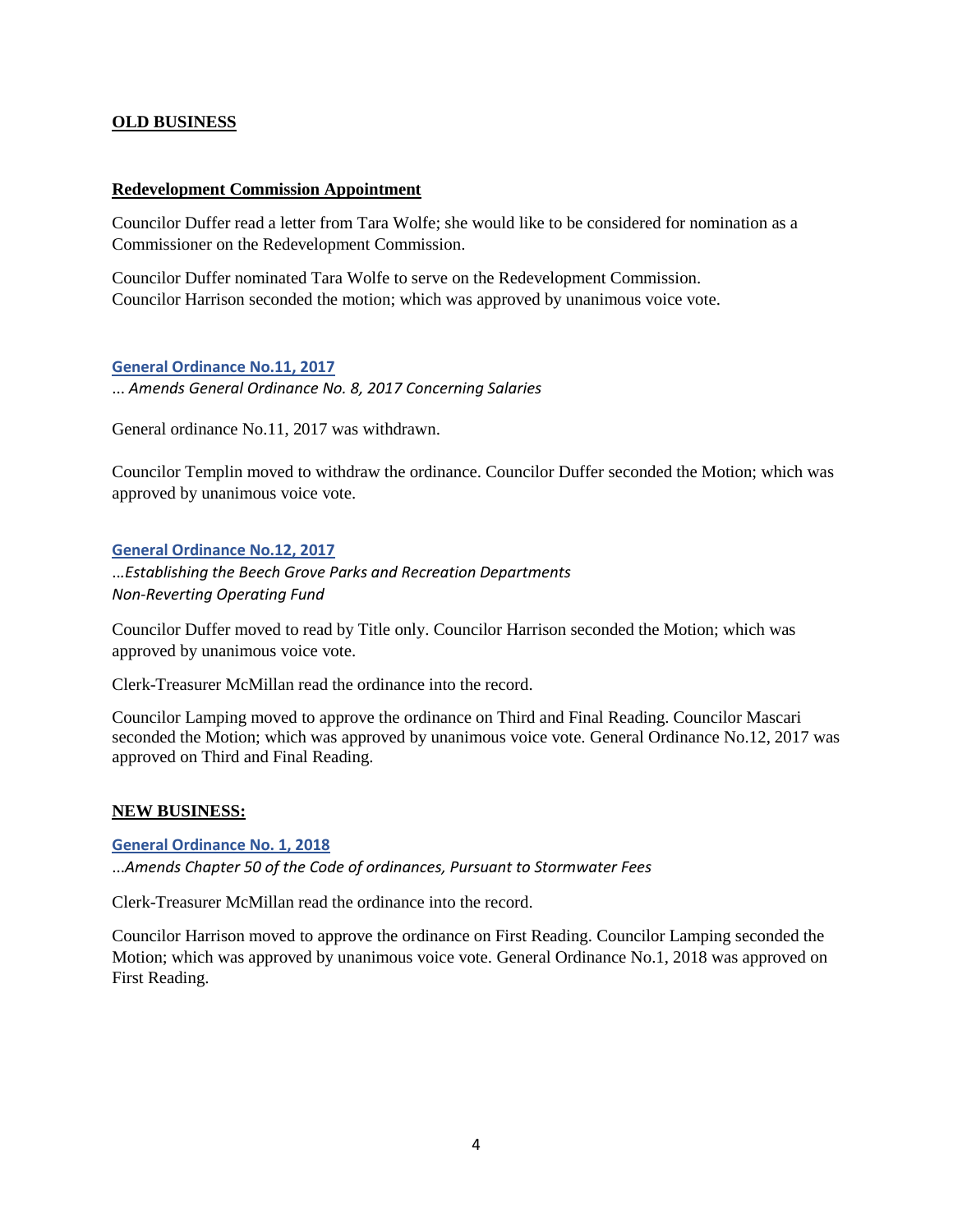## OLD BUSINESS

### Redevelopment Commission Appointment

Councilor Duffer read a letter from Tara Wolfe; she would like to be considered for nomination as a Commissioner on the Redevelopment Commission.

Councilor Duffer nominated Tara Wolfe to serve on the Redevelopment Commission. Councilor Harrison seconded the motion; which was approved by unanimous voice vote.

### General Ordinance No.11, 2017

*... Amends General Ordinance No. 8, 2017 Concerning Salaries*

General ordinance No.11, 2017 was withdrawn.

Councilor Templin moved to withdraw the ordinance. Councilor Duffer seconded the Motion; which was approved by unanimous voice vote.

### General Ordinance No.12, 2017

*...Establishing the Beech Grove Parks and Recreation Departments Non-Reverting Operating Fund*

Councilor Duffer moved to read by Title only. Councilor Harrison seconded the Motion; which was approved by unanimous voice vote.

Clerk-Treasurer McMillan read the ordinance into the record.

Councilor Lamping moved to approve the ordinance on Third and Final Reading. Councilor Mascari seconded the Motion; which was approved by unanimous voice vote. General Ordinance No.12, 2017 was approved on Third and Final Reading.

## NEW BUSINESS:

### General Ordinance No. 1, 2018

*...Amends Chapter 50 of the Code of ordinances, Pursuant to Stormwater Fees*

Clerk-Treasurer McMillan read the ordinance into the record.

Councilor Harrison moved to approve the ordinance on First Reading. Councilor Lamping seconded the Motion; which was approved by unanimous voice vote. General Ordinance No.1, 2018 was approved on First Reading.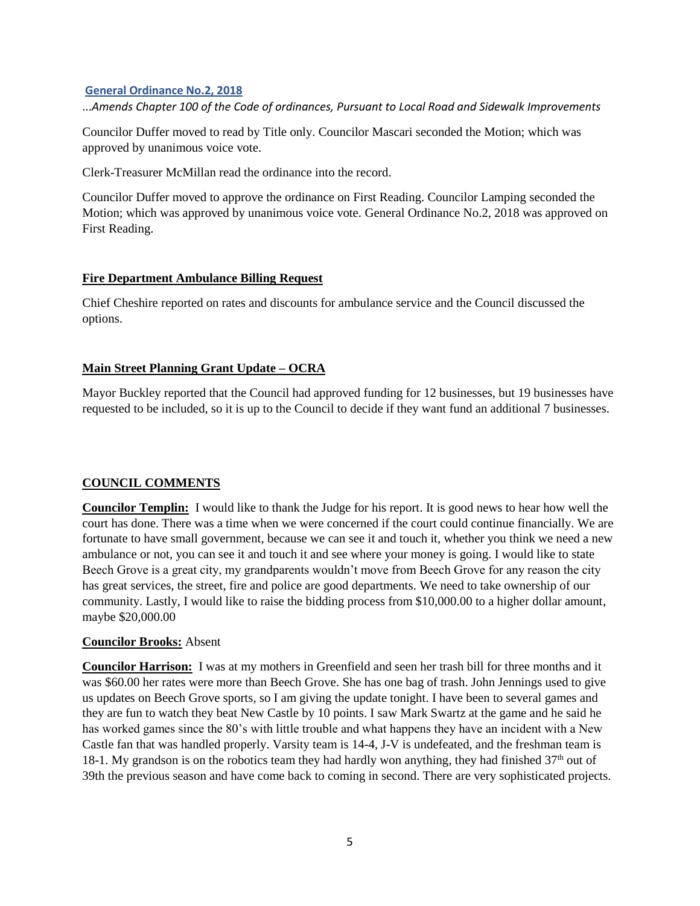**General Ordinance No.2, 2018**

*...Amends Chapter 100 of the Code of ordinances, Pursuant to Local Road and Sidewalk Improvements*

Councilor Duffer moved to read by Title only. Councilor Mascari seconded the Motion; which was approved by unanimous voice vote.

Clerk-Treasurer McMillan read the ordinance into the record.

Councilor Duffer moved to approve the ordinance on First Reading. Councilor Lamping seconded the Motion; which was approved by unanimous voice vote. General Ordinance No.2, 2018 was approved on First Reading.

**Fire Department Ambulance Billing Request**

Chief Cheshire reported on rates and discounts for ambulance service and the Council discussed the options.

**Main Street Planning Grant Update – OCRA**

Mayor Buckley reported that the Council had approved funding for 12 businesses, but 19 businesses have requested to be included, so it is up to the Council to decide if they want fund an additional 7 businesses.

**COUNCIL COMMENTS**

**Councilor Templin:** I would like to thank the Judge for his report. It is good news to hear how well the court has done. There was a time when we were concerned if the court could continue financially. We are fortunate to have small government, because we can see it and touch it, whether you think we need a new ambulance or not, you can see it and touch it and see where your money is going. I would like to state Beech Grove is a great city, my grandparents wouldn't move from Beech Grove for any reason the city has great services, the street, fire and police are good departments. We need to take ownership of our community. Lastly, I would like to raise the bidding process from $10,000.00 to a higher dollar amount, maybe $20,000.00

**Councilor Brooks:** Absent

**Councilor Harrison:** I was at my mothers in Greenfield and seen her trash bill for three months and it was $60.00 her rates were more than Beech Grove. She has one bag of trash. John Jennings used to give us updates on Beech Grove sports, so I am giving the update tonight. I have been to several games and they are fun to watch they beat New Castle by 10 points. I saw Mark Swartz at the game and he said he has worked games since the 80's with little trouble and what happens they have an incident with a New Castle fan that was handled properly. Varsity team is 14-4, J-V is undefeated, and the freshman team is 18-1. My grandson is on the robotics team they had hardly won anything, they had finished 37th out of 39th the previous season and have come back to coming in second. There are very sophisticated projects.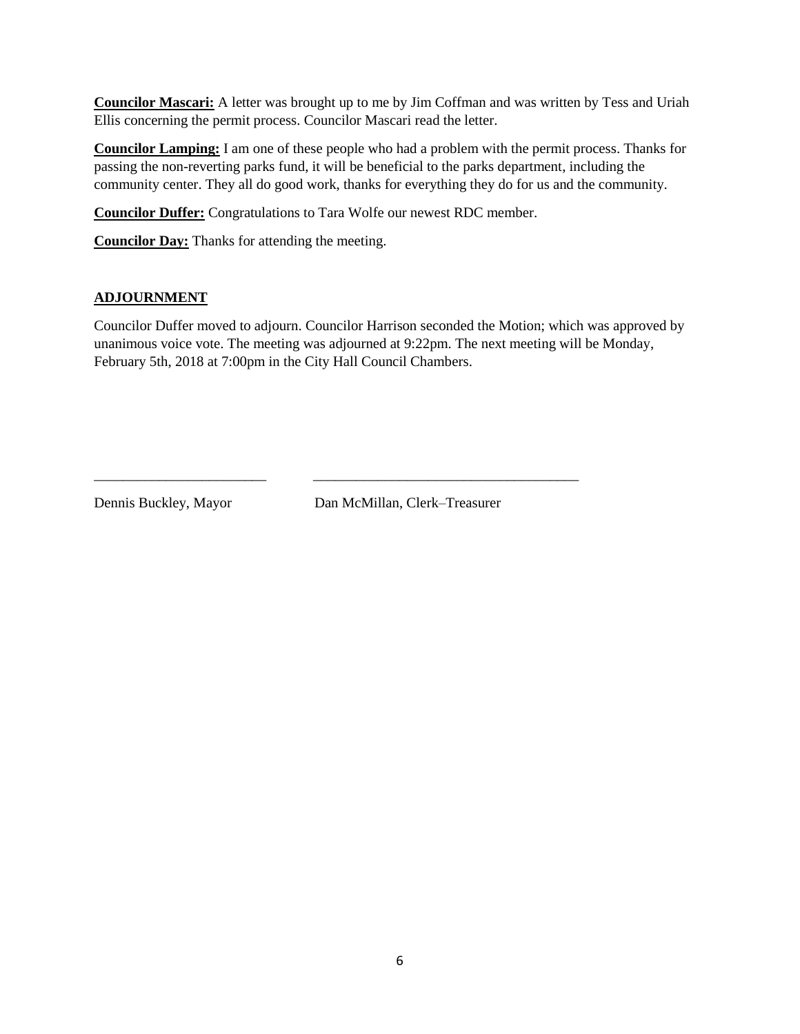**Councilor Mascari:** A letter was brought up to me by Jim Coffman and was written by Tess and Uriah Ellis concerning the permit process. Councilor Mascari read the letter.

**Councilor Lamping:** I am one of these people who had a problem with the permit process. Thanks for passing the non-reverting parks fund, it will be beneficial to the parks department, including the community center. They all do good work, thanks for everything they do for us and the community.

**Councilor Duffer:** Congratulations to Tara Wolfe our newest RDC member.

**Councilor Day:** Thanks for attending the meeting.

**ADJOURNMENT**

Councilor Duffer moved to adjourn. Councilor Harrison seconded the Motion; which was approved by unanimous voice vote. The meeting was adjourned at 9:22pm. The next meeting will be Monday, February 5th, 2018 at 7:00pm in the City Hall Council Chambers.

\_\_\_\_\_\_\_\_\_\_\_\_\_\_\_\_\_\_\_\_\_\_\_\_ \_\_\_\_\_\_\_\_\_\_\_\_\_\_\_\_\_\_\_\_\_\_\_\_\_\_\_\_\_\_\_\_\_\_\_\_\_\_

Dennis Buckley, Mayor Dan McMillan, Clerk–Treasurer